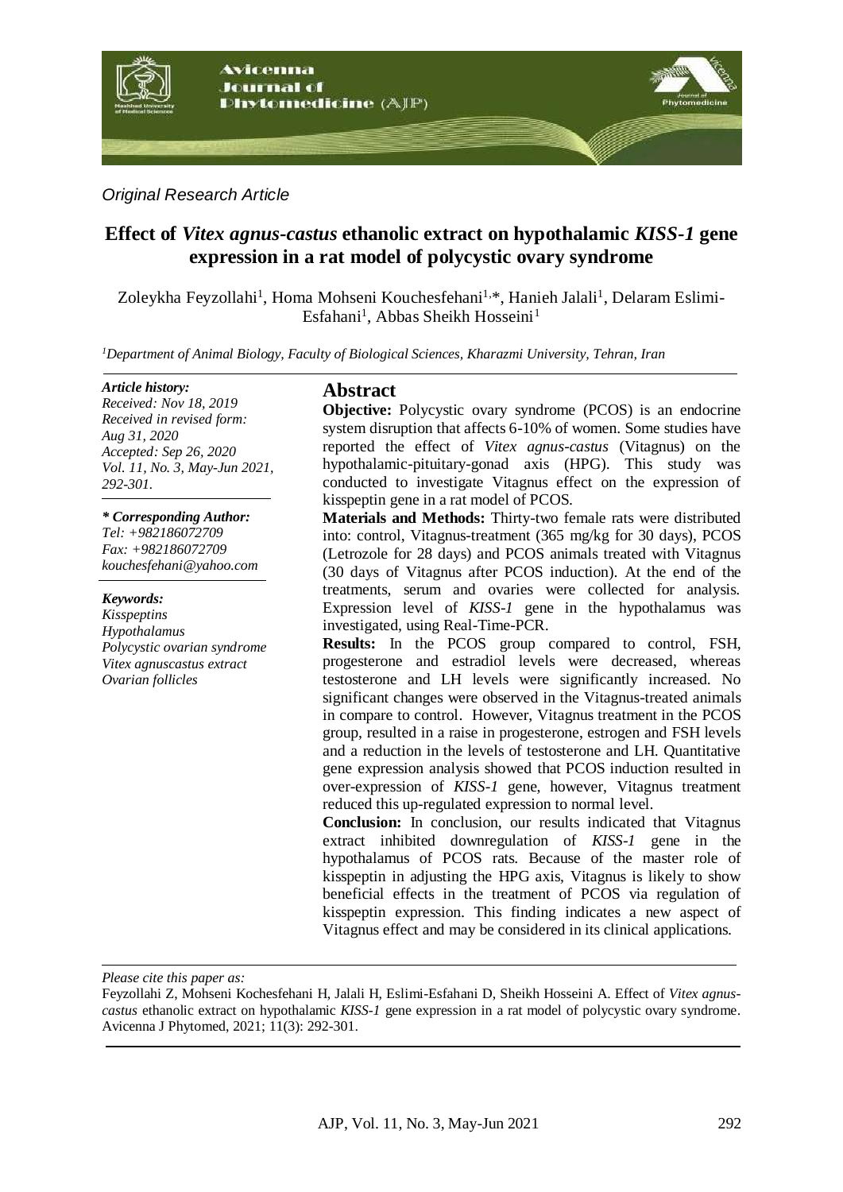*Original Research Article*

# Effect of *Vitex agnus-castus* ethanolic extract on hypothalamic *KISS-1* gene expression in a rat model of polycystic ovary syndrome

Zoleykha Feyzollahi[1], Homa Mohseni Kouchesfehani[1,*], Hanieh Jalali[1], Delaram Eslimi-Esfahani[1], Abbas Sheikh Hosseini[1]

[1]Department of Animal Biology, Faculty of Biological Sciences, Kharazmi University, Tehran, Iran

*Article history:*
*Received: Nov 18, 2019*
*Received in revised form: Aug 31, 2020*
*Accepted: Sep 26, 2020*
*Vol. 11, No. 3, May-Jun 2021, 292-301.*

*\* Corresponding Author:*
*Tel: +982186072709*
*Fax: +982186072709*
*kouchesfehani@yahoo.com*

*Keywords:*
*Kisspeptins*
*Hypothalamus*
*Polycystic ovarian syndrome*
*Vitex agnuscastus extract*
*Ovarian follicles*

## Abstract

**Objective:** Polycystic ovary syndrome (PCOS) is an endocrine system disruption that affects 6-10% of women. Some studies have reported the effect of *Vitex agnus-castus* (Vitagnus) on the hypothalamic-pituitary-gonad axis (HPG). This study was conducted to investigate Vitagnus effect on the expression of kisspeptin gene in a rat model of PCOS.

**Materials and Methods:** Thirty-two female rats were distributed into: control, Vitagnus-treatment (365 mg/kg for 30 days), PCOS (Letrozole for 28 days) and PCOS animals treated with Vitagnus (30 days of Vitagnus after PCOS induction). At the end of the treatments, serum and ovaries were collected for analysis. Expression level of *KISS-1* gene in the hypothalamus was investigated, using Real-Time-PCR.

**Results:** In the PCOS group compared to control, FSH, progesterone and estradiol levels were decreased, whereas testosterone and LH levels were significantly increased. No significant changes were observed in the Vitagnus-treated animals in compare to control. However, Vitagnus treatment in the PCOS group, resulted in a raise in progesterone, estrogen and FSH levels and a reduction in the levels of testosterone and LH. Quantitative gene expression analysis showed that PCOS induction resulted in over-expression of *KISS-1* gene, however, Vitagnus treatment reduced this up-regulated expression to normal level.

**Conclusion:** In conclusion, our results indicated that Vitagnus extract inhibited downregulation of *KISS-1* gene in the hypothalamus of PCOS rats. Because of the master role of kisspeptin in adjusting the HPG axis, Vitagnus is likely to show beneficial effects in the treatment of PCOS via regulation of kisspeptin expression. This finding indicates a new aspect of Vitagnus effect and may be considered in its clinical applications.

*Please cite this paper as:*

Feyzollahi Z, Mohseni Kochesfehani H, Jalali H, Eslimi-Esfahani D, Sheikh Hosseini A. Effect of *Vitex agnus-castus* ethanolic extract on hypothalamic *KISS-1* gene expression in a rat model of polycystic ovary syndrome. Avicenna J Phytomed, 2021; 11(3): 292-301.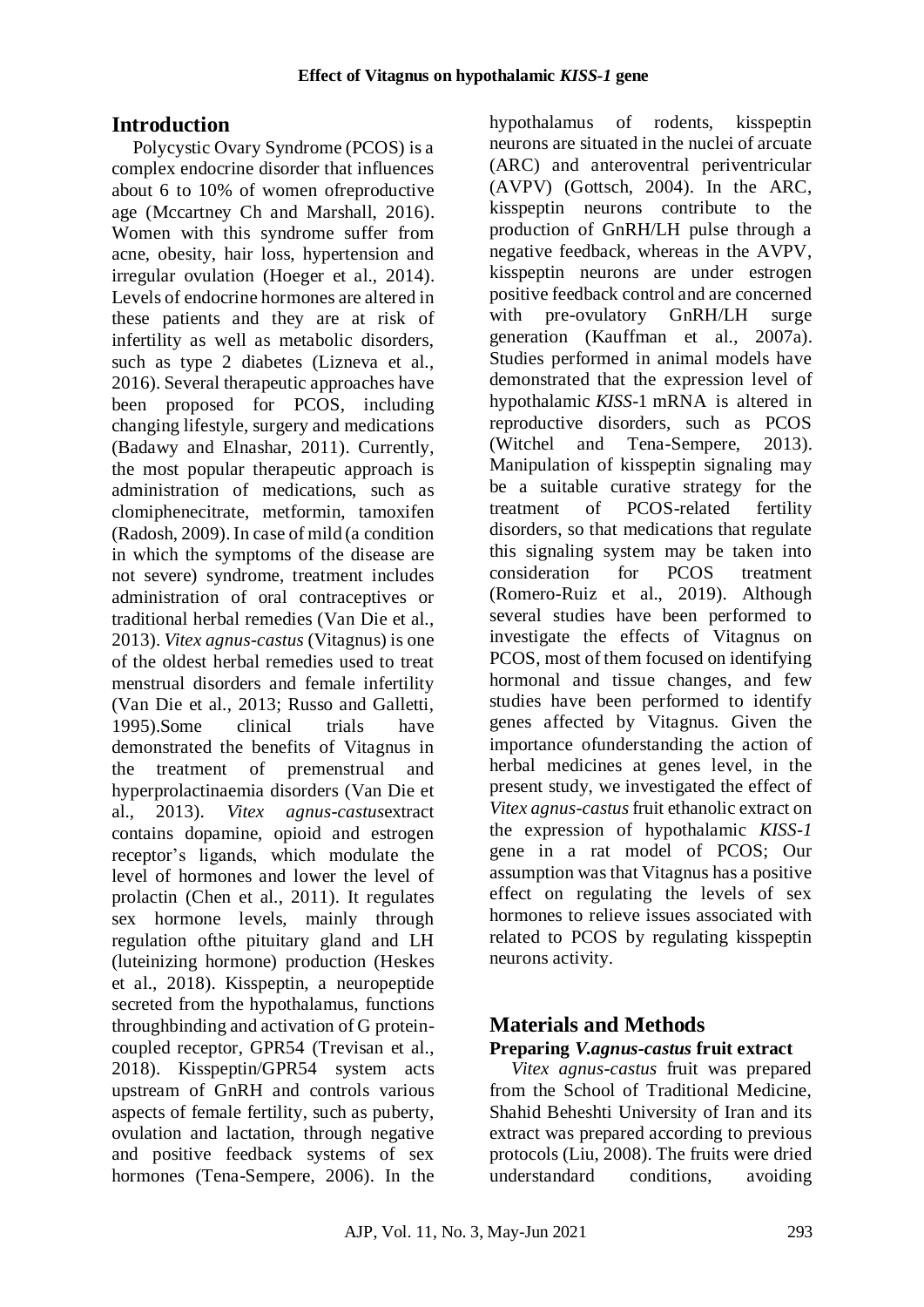## Introduction

Polycystic Ovary Syndrome (PCOS) is a complex endocrine disorder that influences about 6 to 10% of women ofreproductive age (Mccartney Ch and Marshall, 2016). Women with this syndrome suffer from acne, obesity, hair loss, hypertension and irregular ovulation (Hoeger et al., 2014). Levels of endocrine hormones are altered in these patients and they are at risk of infertility as well as metabolic disorders, such as type 2 diabetes (Lizneva et al., 2016). Several therapeutic approaches have been proposed for PCOS, including changing lifestyle, surgery and medications (Badawy and Elnashar, 2011). Currently, the most popular therapeutic approach is administration of medications, such as clomiphenecitrate, metformin, tamoxifen (Radosh, 2009). In case of mild (a condition in which the symptoms of the disease are not severe) syndrome, treatment includes administration of oral contraceptives or traditional herbal remedies (Van Die et al., 2013). *Vitex agnus-castus* (Vitagnus) is one of the oldest herbal remedies used to treat menstrual disorders and female infertility (Van Die et al., 2013; Russo and Galletti, 1995).Some clinical trials have demonstrated the benefits of Vitagnus in the treatment of premenstrual and hyperprolactinaemia disorders (Van Die et al., 2013). *Vitex agnus-castus*extract contains dopamine, opioid and estrogen receptor's ligands, which modulate the level of hormones and lower the level of prolactin (Chen et al., 2011). It regulates sex hormone levels, mainly through regulation ofthe pituitary gland and LH (luteinizing hormone) production (Heskes et al., 2018). Kisspeptin, a neuropeptide secreted from the hypothalamus, functions throughbinding and activation of G protein-coupled receptor, GPR54 (Trevisan et al., 2018). Kisspeptin/GPR54 system acts upstream of GnRH and controls various aspects of female fertility, such as puberty, ovulation and lactation, through negative and positive feedback systems of sex hormones (Tena-Sempere, 2006). In the hypothalamus of rodents, kisspeptin neurons are situated in the nuclei of arcuate (ARC) and anteroventral periventricular (AVPV) (Gottsch, 2004). In the ARC, kisspeptin neurons contribute to the production of GnRH/LH pulse through a negative feedback, whereas in the AVPV, kisspeptin neurons are under estrogen positive feedback control and are concerned with pre-ovulatory GnRH/LH surge generation (Kauffman et al., 2007a). Studies performed in animal models have demonstrated that the expression level of hypothalamic *KISS*-1 mRNA is altered in reproductive disorders, such as PCOS (Witchel and Tena-Sempere, 2013). Manipulation of kisspeptin signaling may be a suitable curative strategy for the treatment of PCOS-related fertility disorders, so that medications that regulate this signaling system may be taken into consideration for PCOS treatment (Romero-Ruiz et al., 2019). Although several studies have been performed to investigate the effects of Vitagnus on PCOS, most of them focused on identifying hormonal and tissue changes, and few studies have been performed to identify genes affected by Vitagnus. Given the importance ofunderstanding the action of herbal medicines at genes level, in the present study, we investigated the effect of *Vitex agnus-castus* fruit ethanolic extract on the expression of hypothalamic *KISS-1* gene in a rat model of PCOS; Our assumption was that Vitagnus has a positive effect on regulating the levels of sex hormones to relieve issues associated with related to PCOS by regulating kisspeptin neurons activity.

## Materials and Methods

### Preparing *V.agnus-castus* fruit extract

*Vitex agnus-castus* fruit was prepared from the School of Traditional Medicine, Shahid Beheshti University of Iran and its extract was prepared according to previous protocols (Liu, 2008). The fruits were dried understandard conditions, avoiding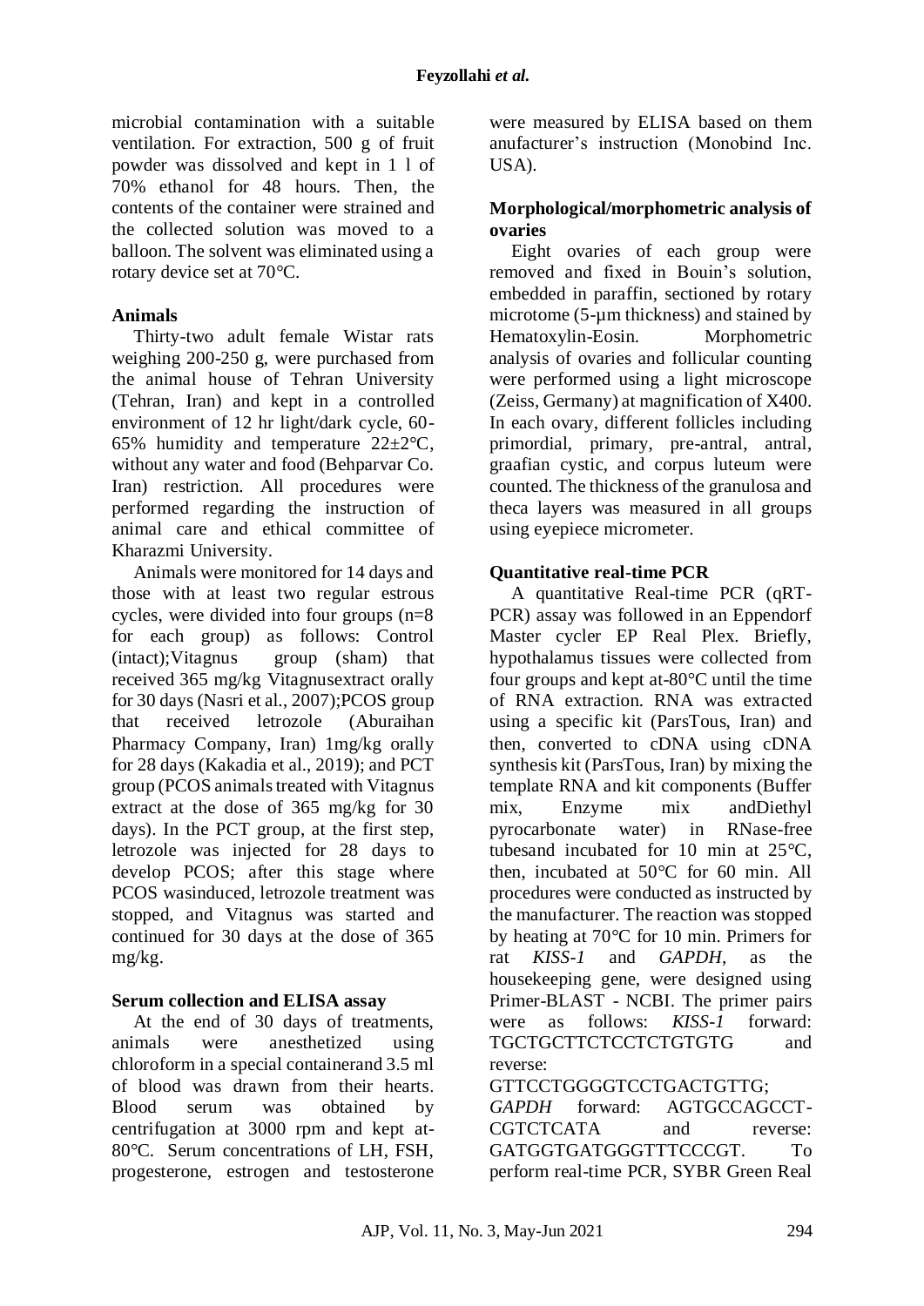microbial contamination with a suitable ventilation. For extraction, 500 g of fruit powder was dissolved and kept in 1 l of 70% ethanol for 48 hours. Then, the contents of the container were strained and the collected solution was moved to a balloon. The solvent was eliminated using a rotary device set at 70°C.

**Animals**

Thirty-two adult female Wistar rats weighing 200-250 g, were purchased from the animal house of Tehran University (Tehran, Iran) and kept in a controlled environment of 12 hr light/dark cycle, 60-65% humidity and temperature 22±2°C, without any water and food (Behparvar Co. Iran) restriction. All procedures were performed regarding the instruction of animal care and ethical committee of Kharazmi University.

Animals were monitored for 14 days and those with at least two regular estrous cycles, were divided into four groups (n=8 for each group) as follows: Control (intact);Vitagnus group (sham) that received 365 mg/kg Vitagnusextract orally for 30 days (Nasri et al., 2007);PCOS group that received letrozole (Aburaihan Pharmacy Company, Iran) 1mg/kg orally for 28 days (Kakadia et al., 2019); and PCT group (PCOS animals treated with Vitagnus extract at the dose of 365 mg/kg for 30 days). In the PCT group, at the first step, letrozole was injected for 28 days to develop PCOS; after this stage where PCOS wasinduced, letrozole treatment was stopped, and Vitagnus was started and continued for 30 days at the dose of 365 mg/kg.

**Serum collection and ELISA assay**

At the end of 30 days of treatments, animals were anesthetized using chloroform in a special containerand 3.5 ml of blood was drawn from their hearts. Blood serum was obtained by centrifugation at 3000 rpm and kept at-80°C. Serum concentrations of LH, FSH, progesterone, estrogen and testosterone were measured by ELISA based on them anufacturer's instruction (Monobind Inc. USA).

**Morphological/morphometric analysis of ovaries**

Eight ovaries of each group were removed and fixed in Bouin's solution, embedded in paraffin, sectioned by rotary microtome (5-µm thickness) and stained by Hematoxylin-Eosin. Morphometric analysis of ovaries and follicular counting were performed using a light microscope (Zeiss, Germany) at magnification of X400. In each ovary, different follicles including primordial, primary, pre-antral, antral, graafian cystic, and corpus luteum were counted. The thickness of the granulosa and theca layers was measured in all groups using eyepiece micrometer.

**Quantitative real-time PCR**

A quantitative Real-time PCR (qRT-PCR) assay was followed in an Eppendorf Master cycler EP Real Plex. Briefly, hypothalamus tissues were collected from four groups and kept at-80°C until the time of RNA extraction. RNA was extracted using a specific kit (ParsTous, Iran) and then, converted to cDNA using cDNA synthesis kit (ParsTous, Iran) by mixing the template RNA and kit components (Buffer mix, Enzyme mix andDiethyl pyrocarbonate water) in RNase-free tubesand incubated for 10 min at 25°C, then, incubated at 50°C for 60 min. All procedures were conducted as instructed by the manufacturer. The reaction was stopped by heating at 70°C for 10 min. Primers for rat *KISS-1* and *GAPDH*, as the housekeeping gene, were designed using Primer-BLAST - NCBI. The primer pairs were as follows: *KISS-1* forward: TGCTGCTTCTCCTCTGTGTG and reverse: GTTCCTGGGGTCCTGACTGTTG; *GAPDH* forward: AGTGCCAGCCT-CGTCTCATA and reverse: GATGGTGATGGGTTTCCCGT. To perform real-time PCR, SYBR Green Real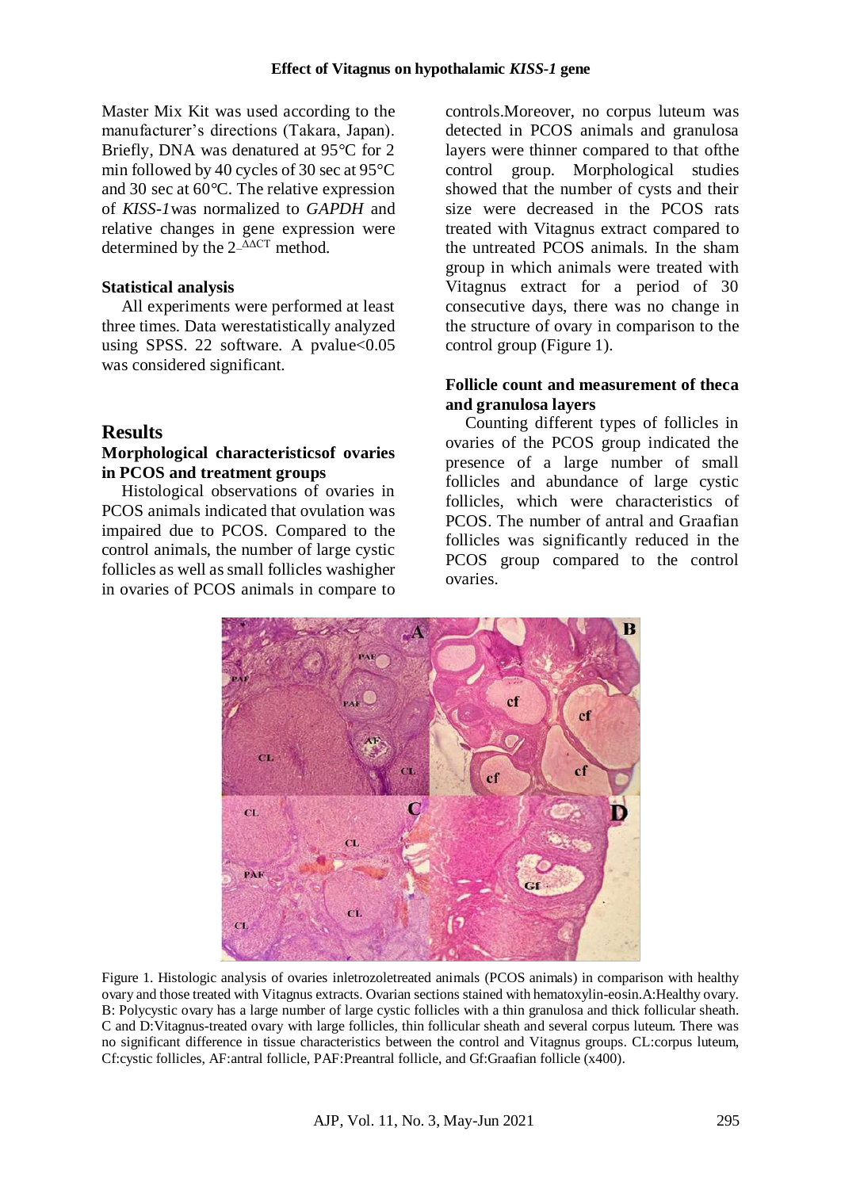Master Mix Kit was used according to the manufacturer's directions (Takara, Japan). Briefly, DNA was denatured at 95°C for 2 min followed by 40 cycles of 30 sec at 95°C and 30 sec at 60°C. The relative expression of *KISS-1*was normalized to *GAPDH* and relative changes in gene expression were determined by the $2^{-\Delta\Delta CT}$ method.

**Statistical analysis**

All experiments were performed at least three times. Data werestatistically analyzed using SPSS. 22 software. A pvalue<0.05 was considered significant.

## Results

### Morphological characteristicsof ovaries in PCOS and treatment groups

Histological observations of ovaries in PCOS animals indicated that ovulation was impaired due to PCOS. Compared to the control animals, the number of large cystic follicles as well as small follicles washigher in ovaries of PCOS animals in compare to controls.Moreover, no corpus luteum was detected in PCOS animals and granulosa layers were thinner compared to that ofthe control group. Morphological studies showed that the number of cysts and their size were decreased in the PCOS rats treated with Vitagnus extract compared to the untreated PCOS animals. In the sham group in which animals were treated with Vitagnus extract for a period of 30 consecutive days, there was no change in the structure of ovary in comparison to the control group (Figure 1).

### Follicle count and measurement of theca and granulosa layers

Counting different types of follicles in ovaries of the PCOS group indicated the presence of a large number of small follicles and abundance of large cystic follicles, which were characteristics of PCOS. The number of antral and Graafian follicles was significantly reduced in the PCOS group compared to the control ovaries.

Figure 1. Histologic analysis of ovaries inletrozoletreated animals (PCOS animals) in comparison with healthy ovary and those treated with Vitagnus extracts. Ovarian sections stained with hematoxylin-eosin.A:Healthy ovary. B: Polycystic ovary has a large number of large cystic follicles with a thin granulosa and thick follicular sheath. C and D:Vitagnus-treated ovary with large follicles, thin follicular sheath and several corpus luteum. There was no significant difference in tissue characteristics between the control and Vitagnus groups. CL:corpus luteum, Cf:cystic follicles, AF:antral follicle, PAF:Preantral follicle, and Gf:Graafian follicle (x400).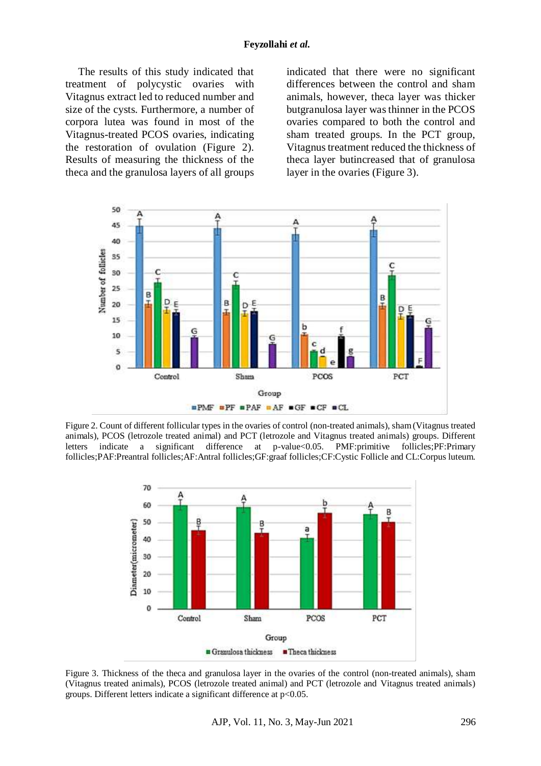The results of this study indicated that treatment of polycystic ovaries with Vitagnus extract led to reduced number and size of the cysts. Furthermore, a number of corpora lutea was found in most of the Vitagnus-treated PCOS ovaries, indicating the restoration of ovulation (Figure 2). Results of measuring the thickness of the theca and the granulosa layers of all groups indicated that there were no significant differences between the control and sham animals, however, theca layer was thicker butgranulosa layer was thinner in the PCOS ovaries compared to both the control and sham treated groups. In the PCT group, Vitagnus treatment reduced the thickness of theca layer butincreased that of granulosa layer in the ovaries (Figure 3).

Figure 2. Count of different follicular types in the ovaries of control (non-treated animals), sham (Vitagnus treated animals), PCOS (letrozole treated animal) and PCT (letrozole and Vitagnus treated animals) groups. Different letters indicate a significant difference at p-value<0.05. PMF:primitive follicles;PF:Primary follicles;PAF:Preantral follicles;AF:Antral follicles;GF:graaf follicles;CF:Cystic Follicle and CL:Corpus luteum.

Figure 3. Thickness of the theca and granulosa layer in the ovaries of the control (non-treated animals), sham (Vitagnus treated animals), PCOS (letrozole treated animal) and PCT (letrozole and Vitagnus treated animals) groups. Different letters indicate a significant difference at p<0.05.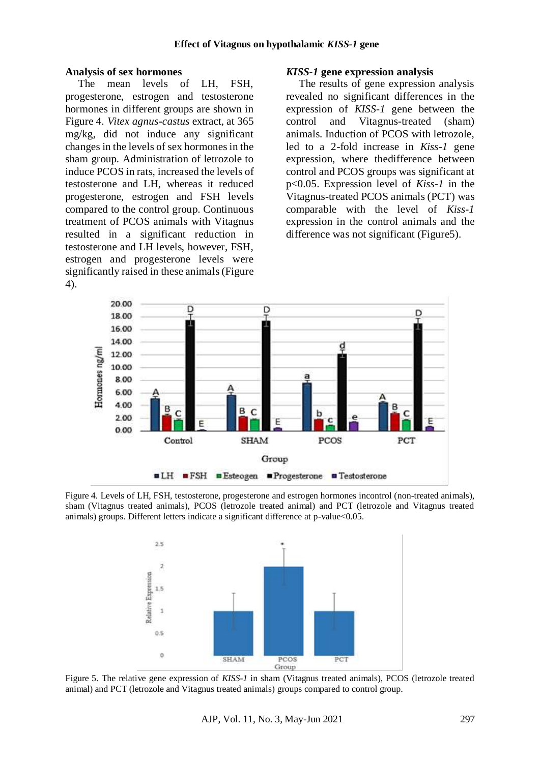### Analysis of sex hormones

The mean levels of LH, FSH, progesterone, estrogen and testosterone hormones in different groups are shown in Figure 4. *Vitex agnus-castus* extract, at 365 mg/kg, did not induce any significant changes in the levels of sex hormones in the sham group. Administration of letrozole to induce PCOS in rats, increased the levels of testosterone and LH, whereas it reduced progesterone, estrogen and FSH levels compared to the control group. Continuous treatment of PCOS animals with Vitagnus resulted in a significant reduction in testosterone and LH levels, however, FSH, estrogen and progesterone levels were significantly raised in these animals (Figure 4).

### *KISS-1* gene expression analysis

The results of gene expression analysis revealed no significant differences in the expression of *KISS-1* gene between the control and Vitagnus-treated (sham) animals. Induction of PCOS with letrozole, led to a 2-fold increase in *Kiss-1* gene expression, where thedifference between control and PCOS groups was significant at $p<0.05$. Expression level of *Kiss-1* in the Vitagnus-treated PCOS animals (PCT) was comparable with the level of *Kiss-1* expression in the control animals and the difference was not significant (Figure5).

Figure 4. Levels of LH, FSH, testosterone, progesterone and estrogen hormones incontrol (non-treated animals), sham (Vitagnus treated animals), PCOS (letrozole treated animal) and PCT (letrozole and Vitagnus treated animals) groups. Different letters indicate a significant difference at p-value<0.05.

Figure 5. The relative gene expression of *KISS-1* in sham (Vitagnus treated animals), PCOS (letrozole treated animal) and PCT (letrozole and Vitagnus treated animals) groups compared to control group.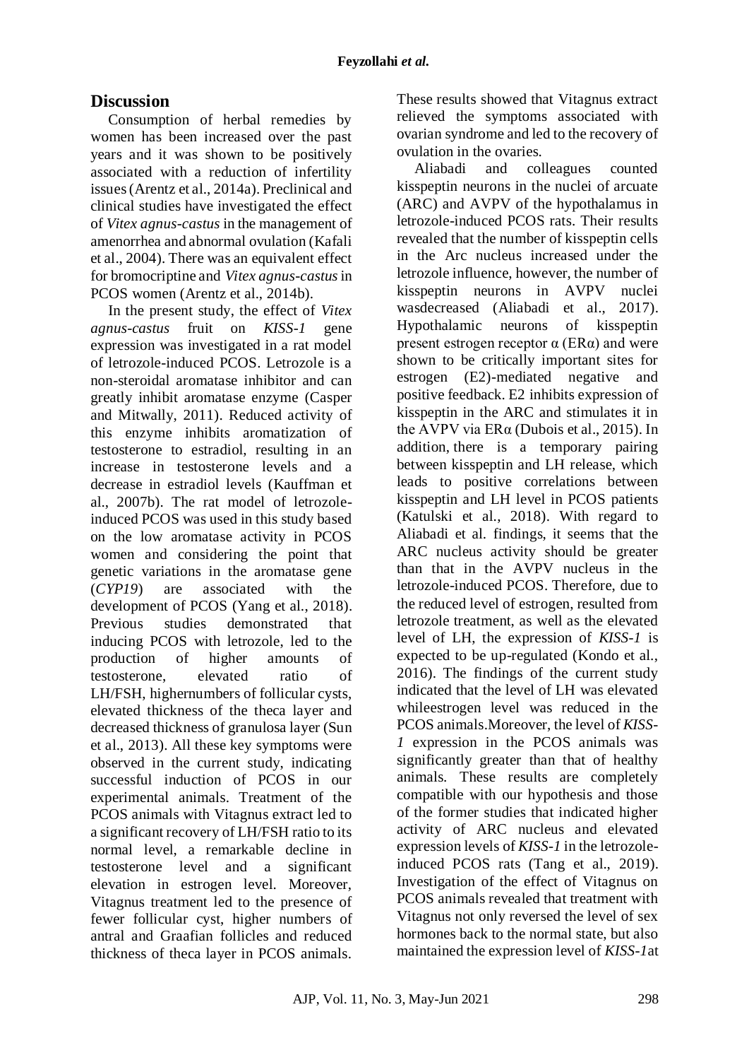## Discussion

Consumption of herbal remedies by women has been increased over the past years and it was shown to be positively associated with a reduction of infertility issues (Arentz et al., 2014a). Preclinical and clinical studies have investigated the effect of *Vitex agnus-castus* in the management of amenorrhea and abnormal ovulation (Kafali et al., 2004). There was an equivalent effect for bromocriptine and *Vitex agnus-castus* in PCOS women (Arentz et al., 2014b).

In the present study, the effect of *Vitex agnus-castus* fruit on *KISS-1* gene expression was investigated in a rat model of letrozole-induced PCOS. Letrozole is a non-steroidal aromatase inhibitor and can greatly inhibit aromatase enzyme (Casper and Mitwally, 2011). Reduced activity of this enzyme inhibits aromatization of testosterone to estradiol, resulting in an increase in testosterone levels and a decrease in estradiol levels (Kauffman et al., 2007b). The rat model of letrozole-induced PCOS was used in this study based on the low aromatase activity in PCOS women and considering the point that genetic variations in the aromatase gene (*CYP19*) are associated with the development of PCOS (Yang et al., 2018). Previous studies demonstrated that inducing PCOS with letrozole, led to the production of higher amounts of testosterone, elevated ratio of LH/FSH, highernumbers of follicular cysts, elevated thickness of the theca layer and decreased thickness of granulosa layer (Sun et al., 2013). All these key symptoms were observed in the current study, indicating successful induction of PCOS in our experimental animals. Treatment of the PCOS animals with Vitagnus extract led to a significant recovery of LH/FSH ratio to its normal level, a remarkable decline in testosterone level and a significant elevation in estrogen level. Moreover, Vitagnus treatment led to the presence of fewer follicular cyst, higher numbers of antral and Graafian follicles and reduced thickness of theca layer in PCOS animals. These results showed that Vitagnus extract relieved the symptoms associated with ovarian syndrome and led to the recovery of ovulation in the ovaries.

Aliabadi and colleagues counted kisspeptin neurons in the nuclei of arcuate (ARC) and AVPV of the hypothalamus in letrozole-induced PCOS rats. Their results revealed that the number of kisspeptin cells in the Arc nucleus increased under the letrozole influence, however, the number of kisspeptin neurons in AVPV nuclei wasdecreased (Aliabadi et al., 2017). Hypothalamic neurons of kisspeptin present estrogen receptor α (ERα) and were shown to be critically important sites for estrogen (E2)-mediated negative and positive feedback. E2 inhibits expression of kisspeptin in the ARC and stimulates it in the AVPV via ERα (Dubois et al., 2015). In addition, there is a temporary pairing between kisspeptin and LH release, which leads to positive correlations between kisspeptin and LH level in PCOS patients (Katulski et al., 2018). With regard to Aliabadi et al. findings, it seems that the ARC nucleus activity should be greater than that in the AVPV nucleus in the letrozole-induced PCOS. Therefore, due to the reduced level of estrogen, resulted from letrozole treatment, as well as the elevated level of LH, the expression of *KISS-1* is expected to be up-regulated (Kondo et al., 2016). The findings of the current study indicated that the level of LH was elevated whileestrogen level was reduced in the PCOS animals.Moreover, the level of *KISS-1* expression in the PCOS animals was significantly greater than that of healthy animals. These results are completely compatible with our hypothesis and those of the former studies that indicated higher activity of ARC nucleus and elevated expression levels of *KISS-1* in the letrozole-induced PCOS rats (Tang et al., 2019). Investigation of the effect of Vitagnus on PCOS animals revealed that treatment with Vitagnus not only reversed the level of sex hormones back to the normal state, but also maintained the expression level of *KISS-1*at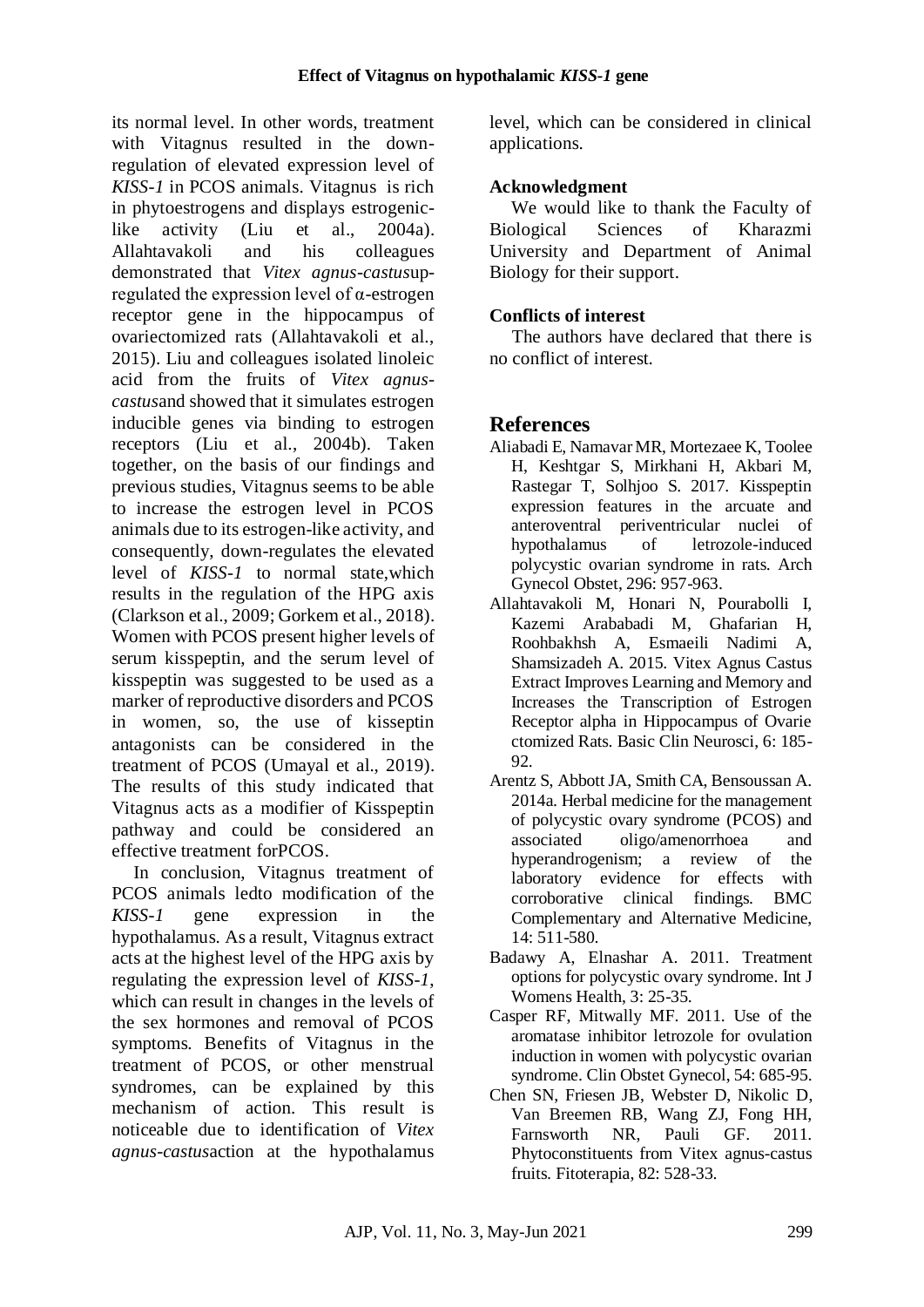its normal level. In other words, treatment with Vitagnus resulted in the down-regulation of elevated expression level of *KISS-1* in PCOS animals. Vitagnus is rich in phytoestrogens and displays estrogenic-like activity (Liu et al., 2004a). Allahtavakoli and his colleagues demonstrated that *Vitex agnus-castus*up-regulated the expression level of α-estrogen receptor gene in the hippocampus of ovariectomized rats (Allahtavakoli et al., 2015). Liu and colleagues isolated linoleic acid from the fruits of *Vitex agnus-castus*and showed that it simulates estrogen inducible genes via binding to estrogen receptors (Liu et al., 2004b). Taken together, on the basis of our findings and previous studies, Vitagnus seems to be able to increase the estrogen level in PCOS animals due to its estrogen-like activity, and consequently, down-regulates the elevated level of *KISS-1* to normal state,which results in the regulation of the HPG axis (Clarkson et al., 2009; Gorkem et al., 2018). Women with PCOS present higher levels of serum kisspeptin, and the serum level of kisspeptin was suggested to be used as a marker of reproductive disorders and PCOS in women, so, the use of kisseptin antagonists can be considered in the treatment of PCOS (Umayal et al., 2019). The results of this study indicated that Vitagnus acts as a modifier of Kisspeptin pathway and could be considered an effective treatment forPCOS.

In conclusion, Vitagnus treatment of PCOS animals ledto modification of the *KISS-1* gene expression in the hypothalamus. As a result, Vitagnus extract acts at the highest level of the HPG axis by regulating the expression level of *KISS-1*, which can result in changes in the levels of the sex hormones and removal of PCOS symptoms. Benefits of Vitagnus in the treatment of PCOS, or other menstrual syndromes, can be explained by this mechanism of action. This result is noticeable due to identification of *Vitex agnus-castus*action at the hypothalamus level, which can be considered in clinical applications.

### Acknowledgment

We would like to thank the Faculty of Biological Sciences of Kharazmi University and Department of Animal Biology for their support.

### Conflicts of interest

The authors have declared that there is no conflict of interest.

## References

Aliabadi E, Namavar MR, Mortezaee K, Toolee H, Keshtgar S, Mirkhani H, Akbari M, Rastegar T, Solhjoo S. 2017. Kisspeptin expression features in the arcuate and anteroventral periventricular nuclei of hypothalamus of letrozole-induced polycystic ovarian syndrome in rats. Arch Gynecol Obstet, 296: 957-963.

Allahtavakoli M, Honari N, Pourabolli I, Kazemi Arababadi M, Ghafarian H, Roohbakhsh A, Esmaeili Nadimi A, Shamsizadeh A. 2015. Vitex Agnus Castus Extract Improves Learning and Memory and Increases the Transcription of Estrogen Receptor alpha in Hippocampus of Ovarie ctomized Rats. Basic Clin Neurosci, 6: 185-92.

Arentz S, Abbott JA, Smith CA, Bensoussan A. 2014a. Herbal medicine for the management of polycystic ovary syndrome (PCOS) and associated oligo/amenorrhoea and hyperandrogenism; a review of the laboratory evidence for effects with corroborative clinical findings. BMC Complementary and Alternative Medicine, 14: 511-580.

Badawy A, Elnashar A. 2011. Treatment options for polycystic ovary syndrome. Int J Womens Health, 3: 25-35.

Casper RF, Mitwally MF. 2011. Use of the aromatase inhibitor letrozole for ovulation induction in women with polycystic ovarian syndrome. Clin Obstet Gynecol, 54: 685-95.

Chen SN, Friesen JB, Webster D, Nikolic D, Van Breemen RB, Wang ZJ, Fong HH, Farnsworth NR, Pauli GF. 2011. Phytoconstituents from Vitex agnus-castus fruits. Fitoterapia, 82: 528-33.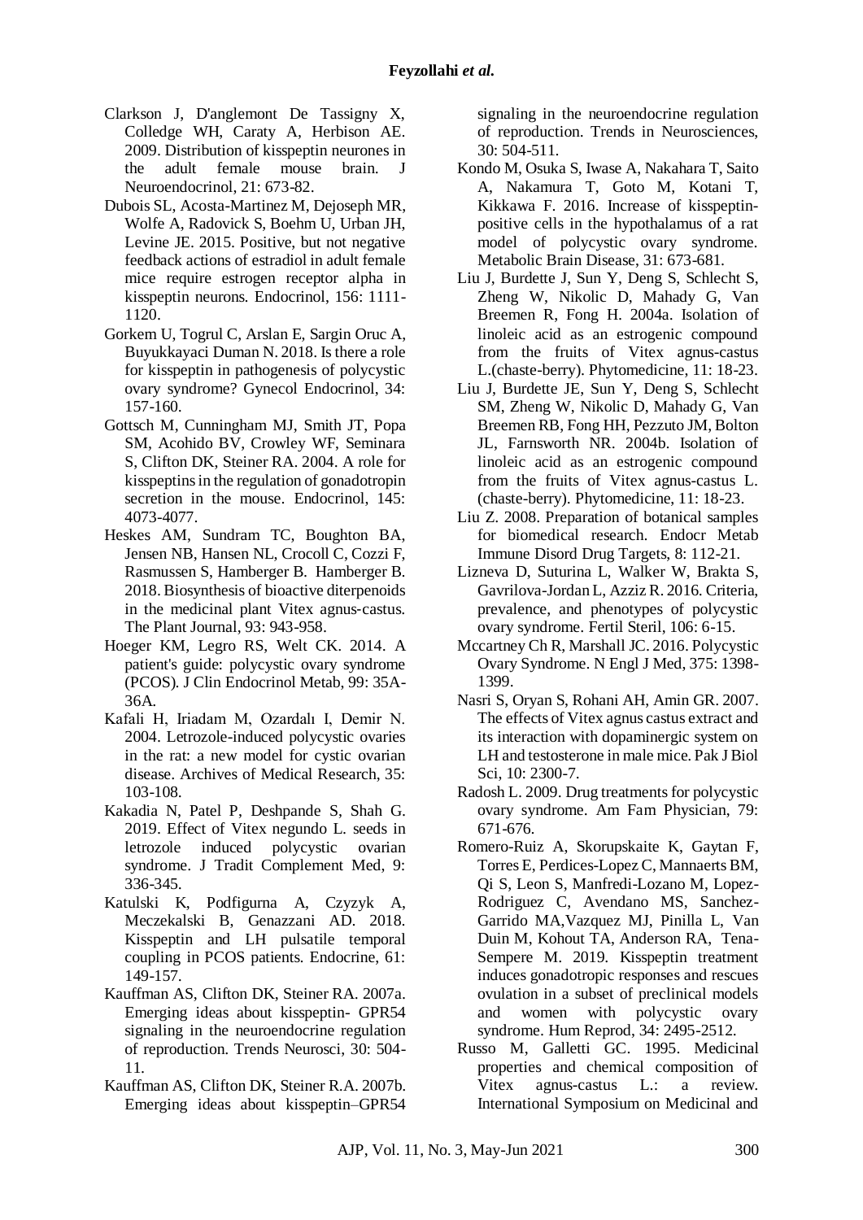Clarkson J, D'anglemont De Tassigny X, Colledge WH, Caraty A, Herbison AE. 2009. Distribution of kisspeptin neurones in the adult female mouse brain. J Neuroendocrinol, 21: 673-82.

Dubois SL, Acosta-Martinez M, Dejoseph MR, Wolfe A, Radovick S, Boehm U, Urban JH, Levine JE. 2015. Positive, but not negative feedback actions of estradiol in adult female mice require estrogen receptor alpha in kisspeptin neurons. Endocrinol, 156: 1111-1120.

Gorkem U, Togrul C, Arslan E, Sargin Oruc A, Buyukkayaci Duman N. 2018. Is there a role for kisspeptin in pathogenesis of polycystic ovary syndrome? Gynecol Endocrinol, 34: 157-160.

Gottsch M, Cunningham MJ, Smith JT, Popa SM, Acohido BV, Crowley WF, Seminara S, Clifton DK, Steiner RA. 2004. A role for kisspeptins in the regulation of gonadotropin secretion in the mouse. Endocrinol, 145: 4073-4077.

Heskes AM, Sundram TC, Boughton BA, Jensen NB, Hansen NL, Crocoll C, Cozzi F, Rasmussen S, Hamberger B. Hamberger B. 2018. Biosynthesis of bioactive diterpenoids in the medicinal plant Vitex agnus‐castus. The Plant Journal, 93: 943-958.

Hoeger KM, Legro RS, Welt CK. 2014. A patient's guide: polycystic ovary syndrome (PCOS). J Clin Endocrinol Metab, 99: 35A-36A.

Kafali H, Iriadam M, Ozardalı I, Demir N. 2004. Letrozole-induced polycystic ovaries in the rat: a new model for cystic ovarian disease. Archives of Medical Research, 35: 103-108.

Kakadia N, Patel P, Deshpande S, Shah G. 2019. Effect of Vitex negundo L. seeds in letrozole induced polycystic ovarian syndrome. J Tradit Complement Med, 9: 336-345.

Katulski K, Podfigurna A, Czyzyk A, Meczekalski B, Genazzani AD. 2018. Kisspeptin and LH pulsatile temporal coupling in PCOS patients. Endocrine, 61: 149-157.

Kauffman AS, Clifton DK, Steiner RA. 2007a. Emerging ideas about kisspeptin- GPR54 signaling in the neuroendocrine regulation of reproduction. Trends Neurosci, 30: 504-11.

Kauffman AS, Clifton DK, Steiner R.A. 2007b. Emerging ideas about kisspeptin–GPR54 signaling in the neuroendocrine regulation of reproduction. Trends in Neurosciences, 30: 504-511.

Kondo M, Osuka S, Iwase A, Nakahara T, Saito A, Nakamura T, Goto M, Kotani T, Kikkawa F. 2016. Increase of kisspeptin-positive cells in the hypothalamus of a rat model of polycystic ovary syndrome. Metabolic Brain Disease, 31: 673-681.

Liu J, Burdette J, Sun Y, Deng S, Schlecht S, Zheng W, Nikolic D, Mahady G, Van Breemen R, Fong H. 2004a. Isolation of linoleic acid as an estrogenic compound from the fruits of Vitex agnus-castus L.(chaste-berry). Phytomedicine, 11: 18-23.

Liu J, Burdette JE, Sun Y, Deng S, Schlecht SM, Zheng W, Nikolic D, Mahady G, Van Breemen RB, Fong HH, Pezzuto JM, Bolton JL, Farnsworth NR. 2004b. Isolation of linoleic acid as an estrogenic compound from the fruits of Vitex agnus-castus L. (chaste-berry). Phytomedicine, 11: 18-23.

Liu Z. 2008. Preparation of botanical samples for biomedical research. Endocr Metab Immune Disord Drug Targets, 8: 112-21.

Lizneva D, Suturina L, Walker W, Brakta S, Gavrilova-Jordan L, Azziz R. 2016. Criteria, prevalence, and phenotypes of polycystic ovary syndrome. Fertil Steril, 106: 6-15.

Mccartney Ch R, Marshall JC. 2016. Polycystic Ovary Syndrome. N Engl J Med, 375: 1398-1399.

Nasri S, Oryan S, Rohani AH, Amin GR. 2007. The effects of Vitex agnus castus extract and its interaction with dopaminergic system on LH and testosterone in male mice. Pak J Biol Sci, 10: 2300-7.

Radosh L. 2009. Drug treatments for polycystic ovary syndrome. Am Fam Physician, 79: 671-676.

Romero-Ruiz A, Skorupskaite K, Gaytan F, Torres E, Perdices-Lopez C, Mannaerts BM, Qi S, Leon S, Manfredi-Lozano M, Lopez-Rodriguez C, Avendano MS, Sanchez-Garrido MA,Vazquez MJ, Pinilla L, Van Duin M, Kohout TA, Anderson RA, Tena-Sempere M. 2019. Kisspeptin treatment induces gonadotropic responses and rescues ovulation in a subset of preclinical models and women with polycystic ovary syndrome. Hum Reprod, 34: 2495-2512.

Russo M, Galletti GC. 1995. Medicinal properties and chemical composition of Vitex agnus-castus L.: a review. International Symposium on Medicinal and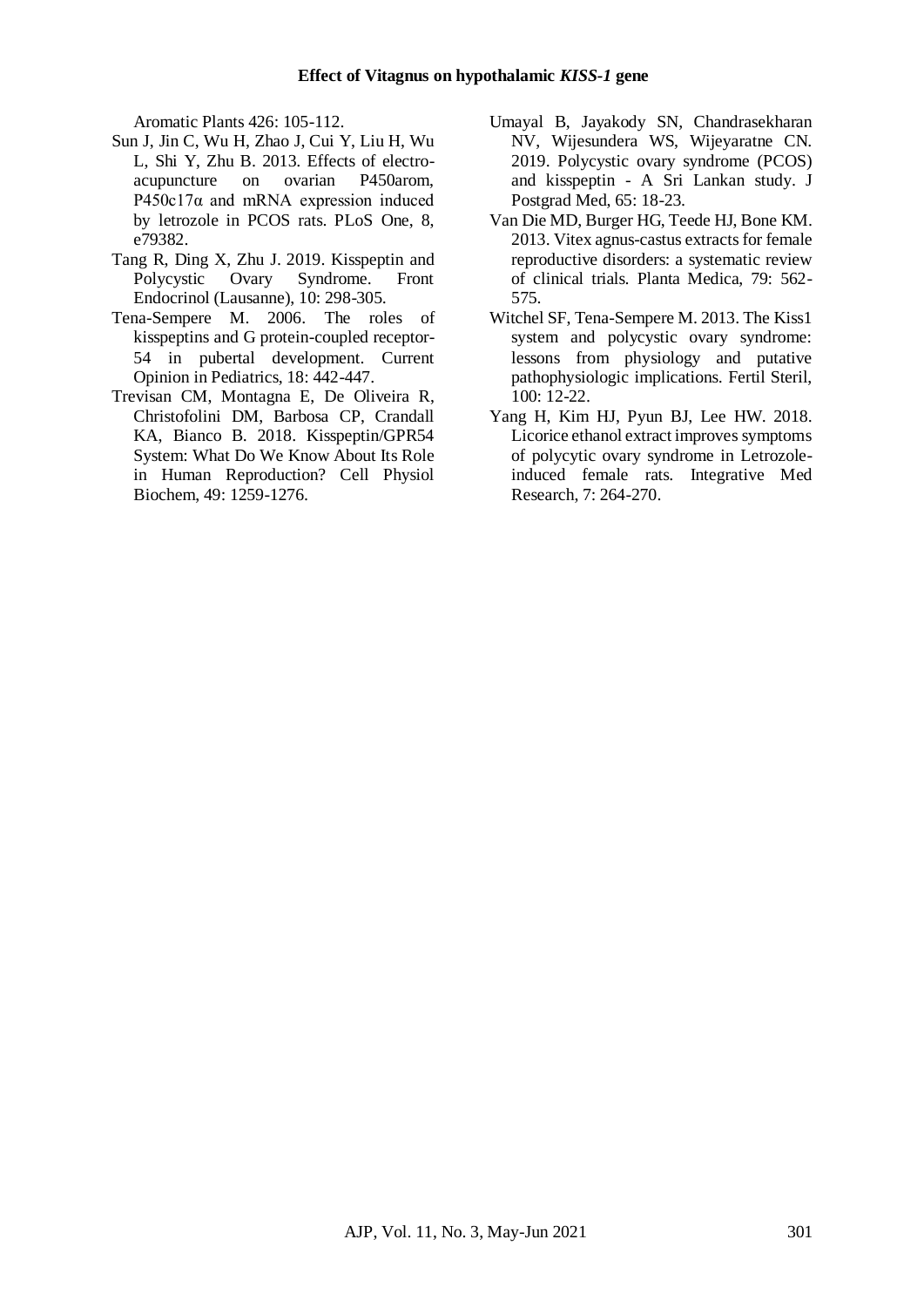Aromatic Plants 426: 105-112.

Sun J, Jin C, Wu H, Zhao J, Cui Y, Liu H, Wu L, Shi Y, Zhu B. 2013. Effects of electro-acupuncture on ovarian P450arom, P450c17α and mRNA expression induced by letrozole in PCOS rats. PLoS One, 8, e79382.

Tang R, Ding X, Zhu J. 2019. Kisspeptin and Polycystic Ovary Syndrome. Front Endocrinol (Lausanne), 10: 298-305.

Tena-Sempere M. 2006. The roles of kisspeptins and G protein-coupled receptor-54 in pubertal development. Current Opinion in Pediatrics, 18: 442-447.

Trevisan CM, Montagna E, De Oliveira R, Christofolini DM, Barbosa CP, Crandall KA, Bianco B. 2018. Kisspeptin/GPR54 System: What Do We Know About Its Role in Human Reproduction? Cell Physiol Biochem, 49: 1259-1276.

Umayal B, Jayakody SN, Chandrasekharan NV, Wijesundera WS, Wijeyaratne CN. 2019. Polycystic ovary syndrome (PCOS) and kisspeptin - A Sri Lankan study. J Postgrad Med, 65: 18-23.

Van Die MD, Burger HG, Teede HJ, Bone KM. 2013. Vitex agnus-castus extracts for female reproductive disorders: a systematic review of clinical trials. Planta Medica, 79: 562-575.

Witchel SF, Tena-Sempere M. 2013. The Kiss1 system and polycystic ovary syndrome: lessons from physiology and putative pathophysiologic implications. Fertil Steril, 100: 12-22.

Yang H, Kim HJ, Pyun BJ, Lee HW. 2018. Licorice ethanol extract improves symptoms of polycytic ovary syndrome in Letrozole-induced female rats. Integrative Med Research, 7: 264-270.